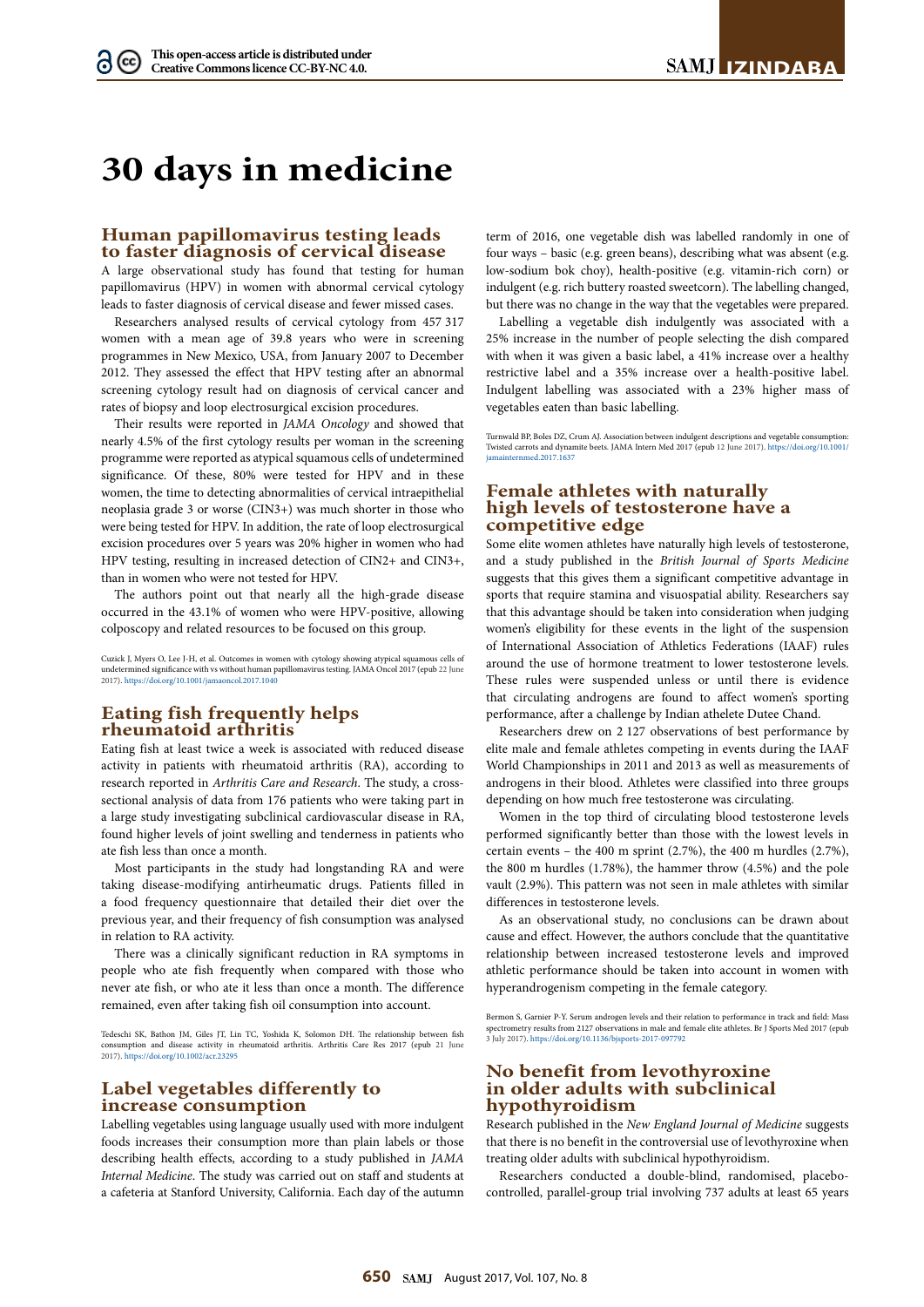# 30 days in medicine

## Human papillomavirus testing leads to faster diagnosis of cervical disease

A large observational study has found that testing for human papillomavirus (HPV) in women with abnormal cervical cytology leads to faster diagnosis of cervical disease and fewer missed cases.

Researchers analysed results of cervical cytology from 457 317 women with a mean age of 39.8 years who were in screening programmes in New Mexico, USA, from January 2007 to December 2012. They assessed the effect that HPV testing after an abnormal screening cytology result had on diagnosis of cervical cancer and rates of biopsy and loop electrosurgical excision procedures.

Their results were reported in *JAMA Oncology* and showed that nearly 4.5% of the first cytology results per woman in the screening programme were reported as atypical squamous cells of undetermined significance. Of these, 80% were tested for HPV and in these women, the time to detecting abnormalities of cervical intraepithelial neoplasia grade 3 or worse (CIN3+) was much shorter in those who were being tested for HPV. In addition, the rate of loop electrosurgical excision procedures over 5 years was 20% higher in women who had HPV testing, resulting in increased detection of CIN2+ and CIN3+, than in women who were not tested for HPV.

The authors point out that nearly all the high-grade disease occurred in the 43.1% of women who were HPV-positive, allowing colposcopy and related resources to be focused on this group.

Cuzick J, Myers O, Lee J-H, et al. Outcomes in women with cytology showing atypical squamous cells of undetermined significance with vs without human papillomavirus testing. JAMA Oncol 2017 (epub 22 June 2017). https://doi.org/10.1001/jamaoncol.2017.1040

## Eating fish frequently helps rheumatoid arthritis

Eating fish at least twice a week is associated with reduced disease activity in patients with rheumatoid arthritis (RA), according to research reported in *Arthritis Care and Research*. The study, a cross-sectional analysis of data from 176 patients who were taking part in a large study investigating subclinical cardiovascular disease in RA, found higher levels of joint swelling and tenderness in patients who ate fish less than once a month.

Most participants in the study had longstanding RA and were taking disease-modifying antirheumatic drugs. Patients filled in a food frequency questionnaire that detailed their diet over the previous year, and their frequency of fish consumption was analysed in relation to RA activity.

There was a clinically significant reduction in RA symptoms in people who ate fish frequently when compared with those who never ate fish, or who ate it less than once a month. The difference remained, even after taking fish oil consumption into account.

Tedeschi SK, Bathon JM, Giles JT, Lin TC, Yoshida K, Solomon DH. The relationship between fish consumption and disease activity in rheumatoid arthritis. Arthritis Care Res 2017 (epub 21 June 2017). https://doi.org/10.1002/acr.23295

## Label vegetables differently to increase consumption

Labelling vegetables using language usually used with more indulgent foods increases their consumption more than plain labels or those describing health effects, according to a study published in *JAMA Internal Medicine*. The study was carried out on staff and students at a cafeteria at Stanford University, California. Each day of the autumn term of 2016, one vegetable dish was labelled randomly in one of four ways – basic (e.g. green beans), describing what was absent (e.g. low-sodium bok choy), health-positive (e.g. vitamin-rich corn) or indulgent (e.g. rich buttery roasted sweetcorn). The labelling changed, but there was no change in the way that the vegetables were prepared.

Labelling a vegetable dish indulgently was associated with a 25% increase in the number of people selecting the dish compared with when it was given a basic label, a 41% increase over a healthy restrictive label and a 35% increase over a health-positive label. Indulgent labelling was associated with a 23% higher mass of vegetables eaten than basic labelling.

Turnwald BP, Boles DZ, Crum AJ. Association between indulgent descriptions and vegetable consumption: Twisted carrots and dynamite beets. JAMA Intern Med 2017 (epub 12 June 2017). https://doi.org/10.1001/jamainternmed.2017.1637

## Female athletes with naturally high levels of testosterone have a competitive edge

Some elite women athletes have naturally high levels of testosterone, and a study published in the *British Journal of Sports Medicine* suggests that this gives them a significant competitive advantage in sports that require stamina and visuospatial ability. Researchers say that this advantage should be taken into consideration when judging women's eligibility for these events in the light of the suspension of International Association of Athletics Federations (IAAF) rules around the use of hormone treatment to lower testosterone levels. These rules were suspended unless or until there is evidence that circulating androgens are found to affect women's sporting performance, after a challenge by Indian athelete Dutee Chand.

Researchers drew on 2 127 observations of best performance by elite male and female athletes competing in events during the IAAF World Championships in 2011 and 2013 as well as measurements of androgens in their blood. Athletes were classified into three groups depending on how much free testosterone was circulating.

Women in the top third of circulating blood testosterone levels performed significantly better than those with the lowest levels in certain events – the 400 m sprint (2.7%), the 400 m hurdles (2.7%), the 800 m hurdles (1.78%), the hammer throw (4.5%) and the pole vault (2.9%). This pattern was not seen in male athletes with similar differences in testosterone levels.

As an observational study, no conclusions can be drawn about cause and effect. However, the authors conclude that the quantitative relationship between increased testosterone levels and improved athletic performance should be taken into account in women with hyperandrogenism competing in the female category.

Bermon S, Garnier P-Y. Serum androgen levels and their relation to performance in track and field: Mass spectrometry results from 2127 observations in male and female elite athletes. Br J Sports Med 2017 (epub 3 July 2017). https://doi.org/10.1136/bjsports-2017-097792

## No benefit from levothyroxine in older adults with subclinical hypothyroidism

Research published in the *New England Journal of Medicine* suggests that there is no benefit in the controversial use of levothyroxine when treating older adults with subclinical hypothyroidism.

Researchers conducted a double-blind, randomised, placebo-controlled, parallel-group trial involving 737 adults at least 65 years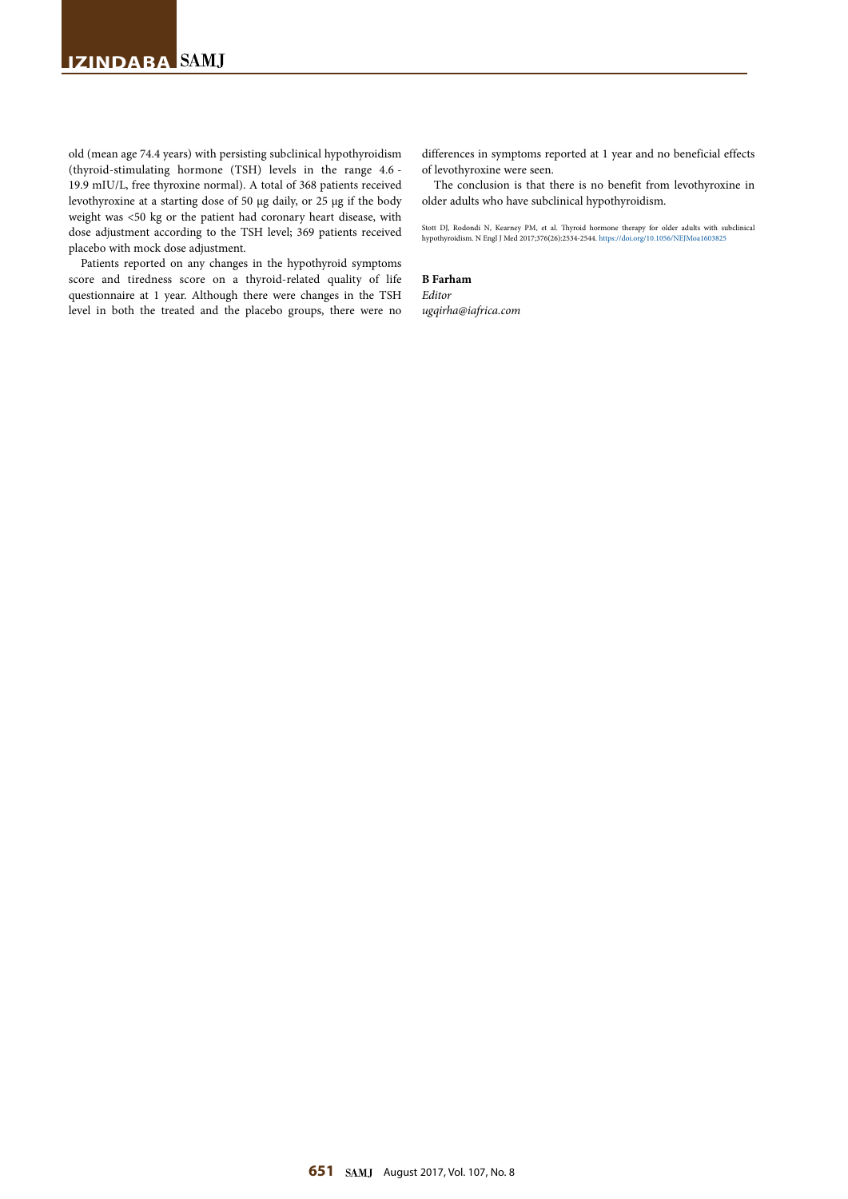old (mean age 74.4 years) with persisting subclinical hypothyroidism (thyroid-stimulating hormone (TSH) levels in the range 4.6 - 19.9 mIU/L, free thyroxine normal). A total of 368 patients received levothyroxine at a starting dose of 50 µg daily, or 25 µg if the body weight was <50 kg or the patient had coronary heart disease, with dose adjustment according to the TSH level; 369 patients received placebo with mock dose adjustment.

Patients reported on any changes in the hypothyroid symptoms score and tiredness score on a thyroid-related quality of life questionnaire at 1 year. Although there were changes in the TSH level in both the treated and the placebo groups, there were no differences in symptoms reported at 1 year and no beneficial effects of levothyroxine were seen.

The conclusion is that there is no benefit from levothyroxine in older adults who have subclinical hypothyroidism.

Stott DJ, Rodondi N, Kearney PM, et al. Thyroid hormone therapy for older adults with subclinical hypothyroidism. N Engl J Med 2017;376(26):2534-2544. https://doi.org/10.1056/NEJMoa1603825

**B Farham**
*Editor*
*ugqirha@iafrica.com*